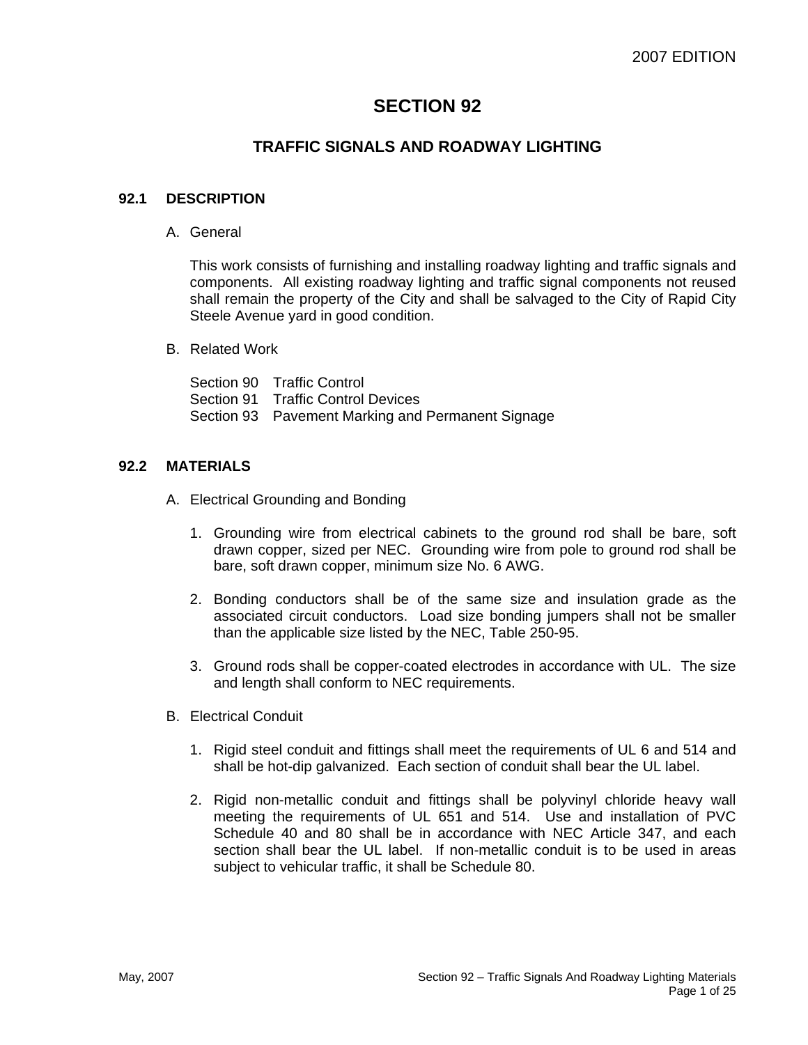# SECTION 92

## TRAFFIC SIGNALS AND ROADWAY LIGHTING

### 92.1 DESCRIPTION

A. General

This work consists of furnishing and installing roadway lighting and traffic signals and components. All existing roadway lighting and traffic signal components not reused shall remain the property of the City and shall be salvaged to the City of Rapid City Steele Avenue yard in good condition.

B. Related Work

Section 90 Traffic Control
Section 91 Traffic Control Devices
Section 93 Pavement Marking and Permanent Signage

### 92.2 MATERIALS

A. Electrical Grounding and Bonding

1. Grounding wire from electrical cabinets to the ground rod shall be bare, soft drawn copper, sized per NEC. Grounding wire from pole to ground rod shall be bare, soft drawn copper, minimum size No. 6 AWG.

2. Bonding conductors shall be of the same size and insulation grade as the associated circuit conductors. Load size bonding jumpers shall not be smaller than the applicable size listed by the NEC, Table 250-95.

3. Ground rods shall be copper-coated electrodes in accordance with UL. The size and length shall conform to NEC requirements.

B. Electrical Conduit

1. Rigid steel conduit and fittings shall meet the requirements of UL 6 and 514 and shall be hot-dip galvanized. Each section of conduit shall bear the UL label.

2. Rigid non-metallic conduit and fittings shall be polyvinyl chloride heavy wall meeting the requirements of UL 651 and 514. Use and installation of PVC Schedule 40 and 80 shall be in accordance with NEC Article 347, and each section shall bear the UL label. If non-metallic conduit is to be used in areas subject to vehicular traffic, it shall be Schedule 80.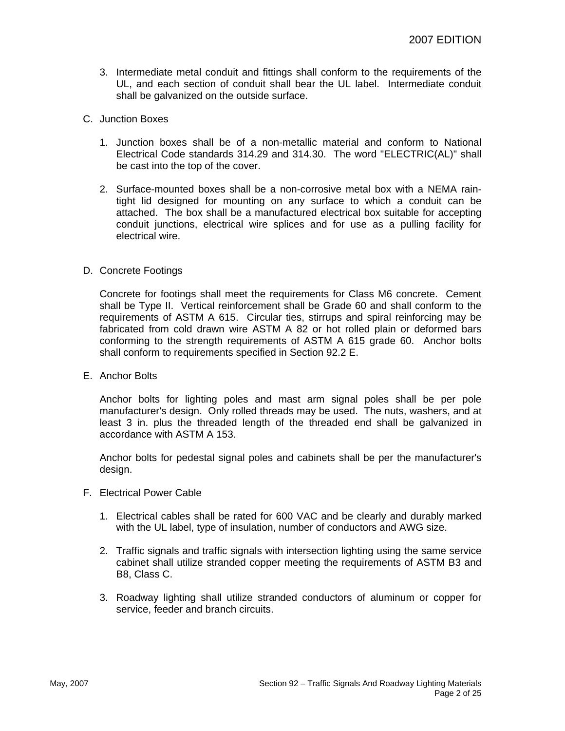3. Intermediate metal conduit and fittings shall conform to the requirements of the UL, and each section of conduit shall bear the UL label. Intermediate conduit shall be galvanized on the outside surface.

C. Junction Boxes

1. Junction boxes shall be of a non-metallic material and conform to National Electrical Code standards 314.29 and 314.30. The word "ELECTRIC(AL)" shall be cast into the top of the cover.

2. Surface-mounted boxes shall be a non-corrosive metal box with a NEMA rain-tight lid designed for mounting on any surface to which a conduit can be attached. The box shall be a manufactured electrical box suitable for accepting conduit junctions, electrical wire splices and for use as a pulling facility for electrical wire.

D. Concrete Footings

Concrete for footings shall meet the requirements for Class M6 concrete. Cement shall be Type II. Vertical reinforcement shall be Grade 60 and shall conform to the requirements of ASTM A 615. Circular ties, stirrups and spiral reinforcing may be fabricated from cold drawn wire ASTM A 82 or hot rolled plain or deformed bars conforming to the strength requirements of ASTM A 615 grade 60. Anchor bolts shall conform to requirements specified in Section 92.2 E.

E. Anchor Bolts

Anchor bolts for lighting poles and mast arm signal poles shall be per pole manufacturer's design. Only rolled threads may be used. The nuts, washers, and at least 3 in. plus the threaded length of the threaded end shall be galvanized in accordance with ASTM A 153.

Anchor bolts for pedestal signal poles and cabinets shall be per the manufacturer's design.

F. Electrical Power Cable

1. Electrical cables shall be rated for 600 VAC and be clearly and durably marked with the UL label, type of insulation, number of conductors and AWG size.

2. Traffic signals and traffic signals with intersection lighting using the same service cabinet shall utilize stranded copper meeting the requirements of ASTM B3 and B8, Class C.

3. Roadway lighting shall utilize stranded conductors of aluminum or copper for service, feeder and branch circuits.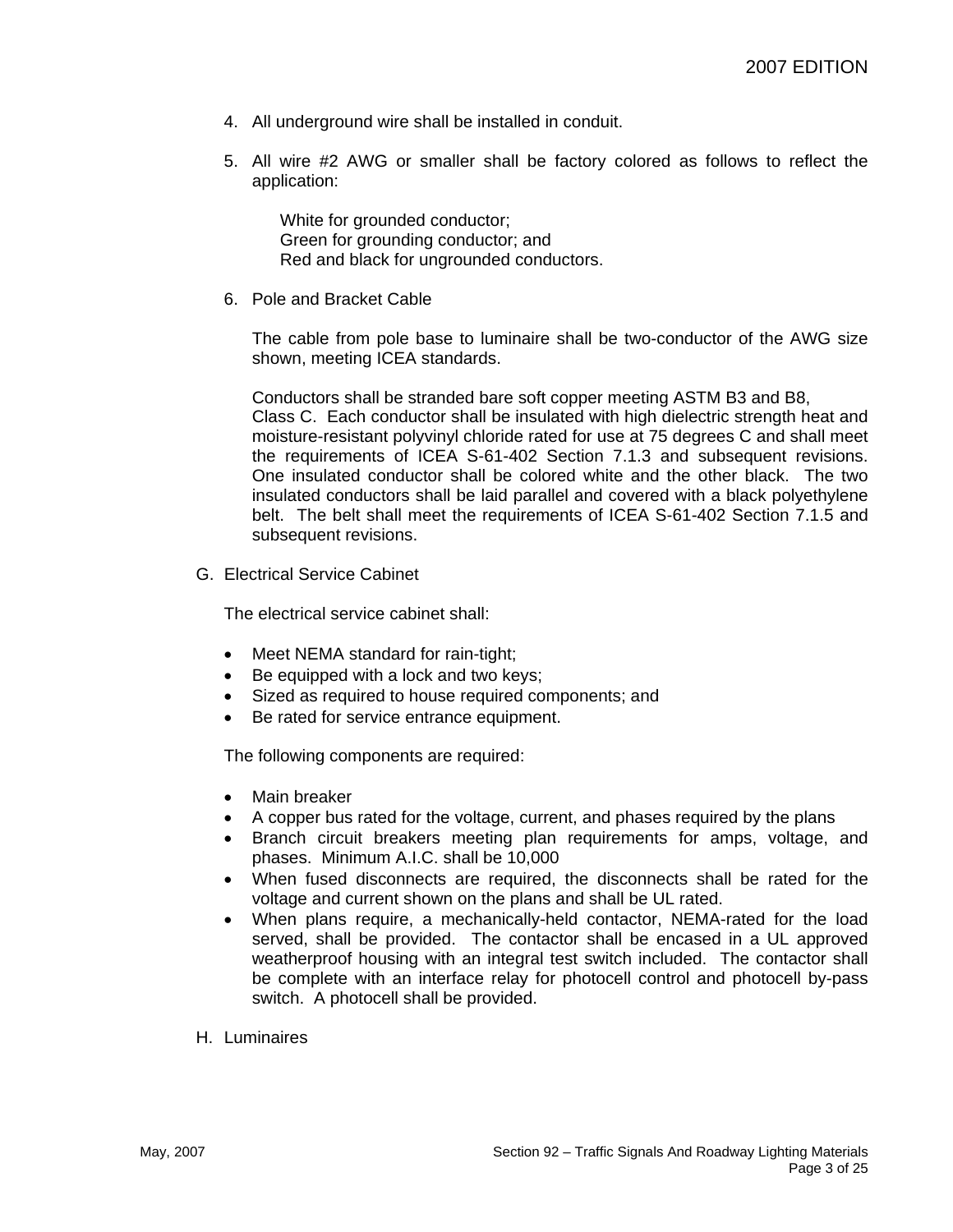4. All underground wire shall be installed in conduit.

5. All wire #2 AWG or smaller shall be factory colored as follows to reflect the application:

   White for grounded conductor;
   Green for grounding conductor; and
   Red and black for ungrounded conductors.

6. Pole and Bracket Cable

   The cable from pole base to luminaire shall be two-conductor of the AWG size shown, meeting ICEA standards.

   Conductors shall be stranded bare soft copper meeting ASTM B3 and B8, Class C. Each conductor shall be insulated with high dielectric strength heat and moisture-resistant polyvinyl chloride rated for use at 75 degrees C and shall meet the requirements of ICEA S-61-402 Section 7.1.3 and subsequent revisions. One insulated conductor shall be colored white and the other black. The two insulated conductors shall be laid parallel and covered with a black polyethylene belt. The belt shall meet the requirements of ICEA S-61-402 Section 7.1.5 and subsequent revisions.

G. Electrical Service Cabinet

The electrical service cabinet shall:

- Meet NEMA standard for rain-tight;
- Be equipped with a lock and two keys;
- Sized as required to house required components; and
- Be rated for service entrance equipment.

The following components are required:

- Main breaker
- A copper bus rated for the voltage, current, and phases required by the plans
- Branch circuit breakers meeting plan requirements for amps, voltage, and phases. Minimum A.I.C. shall be 10,000
- When fused disconnects are required, the disconnects shall be rated for the voltage and current shown on the plans and shall be UL rated.
- When plans require, a mechanically-held contactor, NEMA-rated for the load served, shall be provided. The contactor shall be encased in a UL approved weatherproof housing with an integral test switch included. The contactor shall be complete with an interface relay for photocell control and photocell by-pass switch. A photocell shall be provided.

H. Luminaires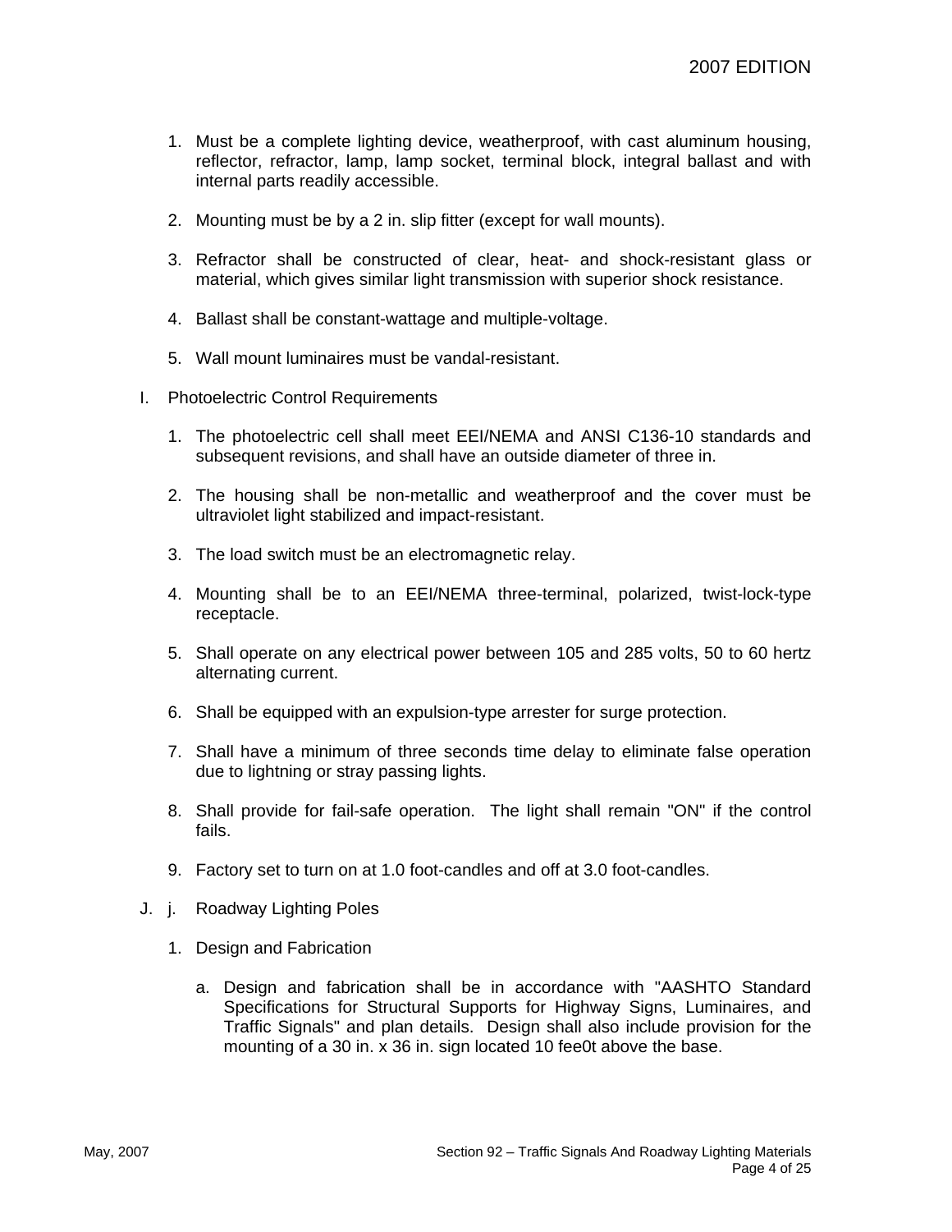1. Must be a complete lighting device, weatherproof, with cast aluminum housing, reflector, refractor, lamp, lamp socket, terminal block, integral ballast and with internal parts readily accessible.

2. Mounting must be by a 2 in. slip fitter (except for wall mounts).

3. Refractor shall be constructed of clear, heat- and shock-resistant glass or material, which gives similar light transmission with superior shock resistance.

4. Ballast shall be constant-wattage and multiple-voltage.

5. Wall mount luminaires must be vandal-resistant.

I. Photoelectric Control Requirements

   1. The photoelectric cell shall meet EEI/NEMA and ANSI C136-10 standards and subsequent revisions, and shall have an outside diameter of three in.

   2. The housing shall be non-metallic and weatherproof and the cover must be ultraviolet light stabilized and impact-resistant.

   3. The load switch must be an electromagnetic relay.

   4. Mounting shall be to an EEI/NEMA three-terminal, polarized, twist-lock-type receptacle.

   5. Shall operate on any electrical power between 105 and 285 volts, 50 to 60 hertz alternating current.

   6. Shall be equipped with an expulsion-type arrester for surge protection.

   7. Shall have a minimum of three seconds time delay to eliminate false operation due to lightning or stray passing lights.

   8. Shall provide for fail-safe operation. The light shall remain "ON" if the control fails.

   9. Factory set to turn on at 1.0 foot-candles and off at 3.0 foot-candles.

J. j. Roadway Lighting Poles

   1. Design and Fabrication

      a. Design and fabrication shall be in accordance with "AASHTO Standard Specifications for Structural Supports for Highway Signs, Luminaires, and Traffic Signals" and plan details. Design shall also include provision for the mounting of a 30 in. x 36 in. sign located 10 fee0t above the base.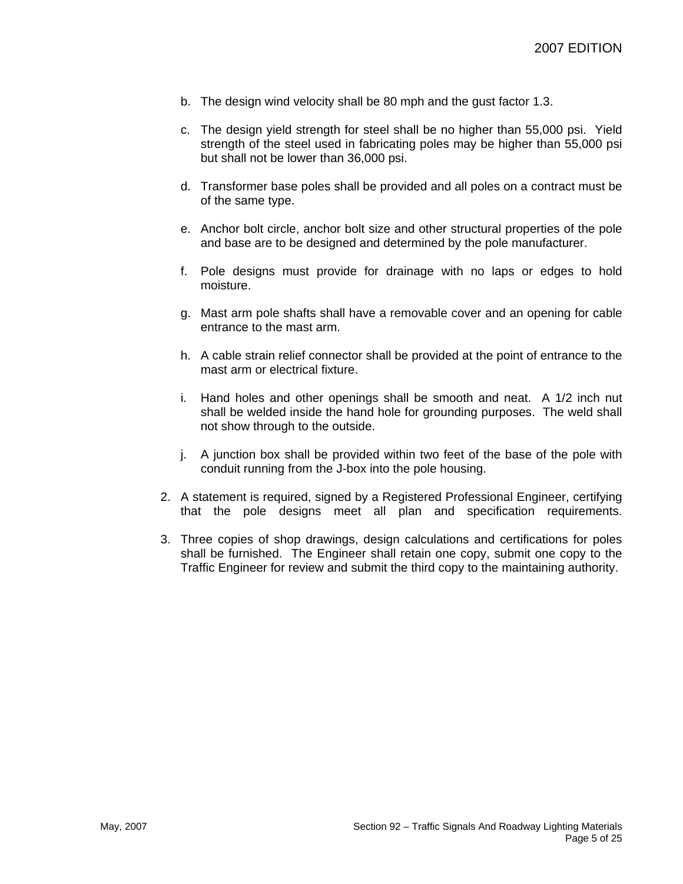b. The design wind velocity shall be 80 mph and the gust factor 1.3.

c. The design yield strength for steel shall be no higher than 55,000 psi. Yield strength of the steel used in fabricating poles may be higher than 55,000 psi but shall not be lower than 36,000 psi.

d. Transformer base poles shall be provided and all poles on a contract must be of the same type.

e. Anchor bolt circle, anchor bolt size and other structural properties of the pole and base are to be designed and determined by the pole manufacturer.

f. Pole designs must provide for drainage with no laps or edges to hold moisture.

g. Mast arm pole shafts shall have a removable cover and an opening for cable entrance to the mast arm.

h. A cable strain relief connector shall be provided at the point of entrance to the mast arm or electrical fixture.

i. Hand holes and other openings shall be smooth and neat. A 1/2 inch nut shall be welded inside the hand hole for grounding purposes. The weld shall not show through to the outside.

j. A junction box shall be provided within two feet of the base of the pole with conduit running from the J-box into the pole housing.

2. A statement is required, signed by a Registered Professional Engineer, certifying that the pole designs meet all plan and specification requirements.

3. Three copies of shop drawings, design calculations and certifications for poles shall be furnished. The Engineer shall retain one copy, submit one copy to the Traffic Engineer for review and submit the third copy to the maintaining authority.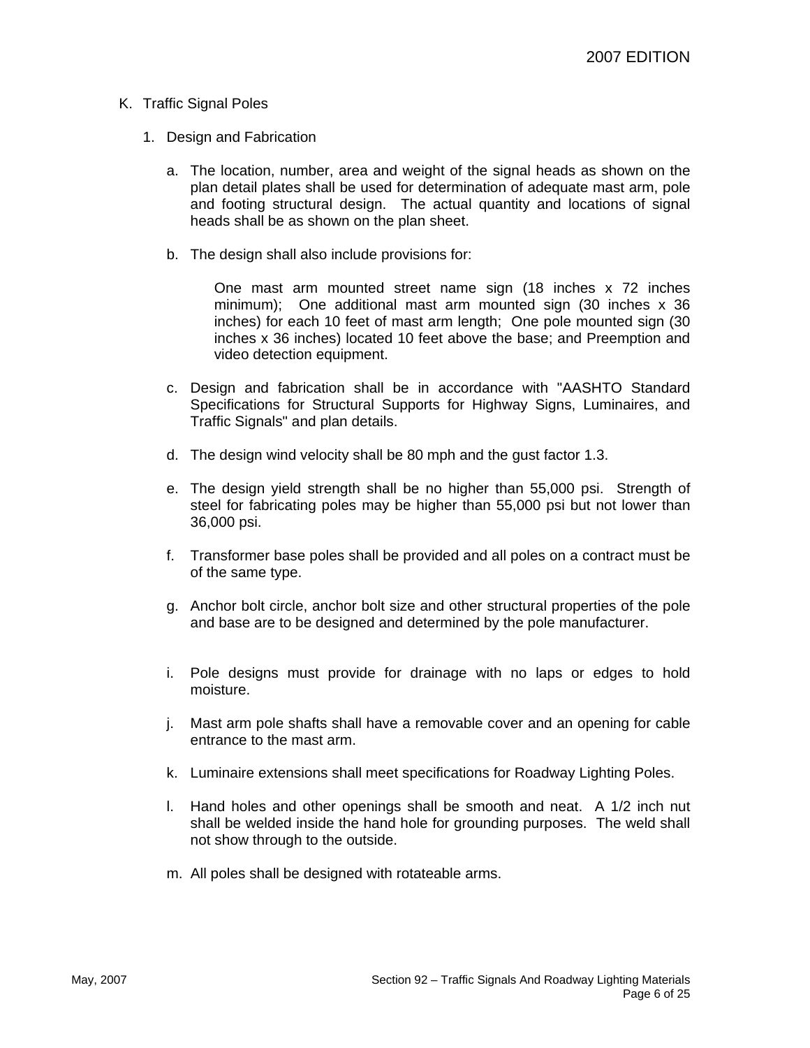K. Traffic Signal Poles

1. Design and Fabrication

   a. The location, number, area and weight of the signal heads as shown on the plan detail plates shall be used for determination of adequate mast arm, pole and footing structural design. The actual quantity and locations of signal heads shall be as shown on the plan sheet.

   b. The design shall also include provisions for:

      One mast arm mounted street name sign (18 inches x 72 inches minimum); One additional mast arm mounted sign (30 inches x 36 inches) for each 10 feet of mast arm length; One pole mounted sign (30 inches x 36 inches) located 10 feet above the base; and Preemption and video detection equipment.

   c. Design and fabrication shall be in accordance with "AASHTO Standard Specifications for Structural Supports for Highway Signs, Luminaires, and Traffic Signals" and plan details.

   d. The design wind velocity shall be 80 mph and the gust factor 1.3.

   e. The design yield strength shall be no higher than 55,000 psi. Strength of steel for fabricating poles may be higher than 55,000 psi but not lower than 36,000 psi.

   f. Transformer base poles shall be provided and all poles on a contract must be of the same type.

   g. Anchor bolt circle, anchor bolt size and other structural properties of the pole and base are to be designed and determined by the pole manufacturer.

   i. Pole designs must provide for drainage with no laps or edges to hold moisture.

   j. Mast arm pole shafts shall have a removable cover and an opening for cable entrance to the mast arm.

   k. Luminaire extensions shall meet specifications for Roadway Lighting Poles.

   l. Hand holes and other openings shall be smooth and neat. A 1/2 inch nut shall be welded inside the hand hole for grounding purposes. The weld shall not show through to the outside.

   m. All poles shall be designed with rotateable arms.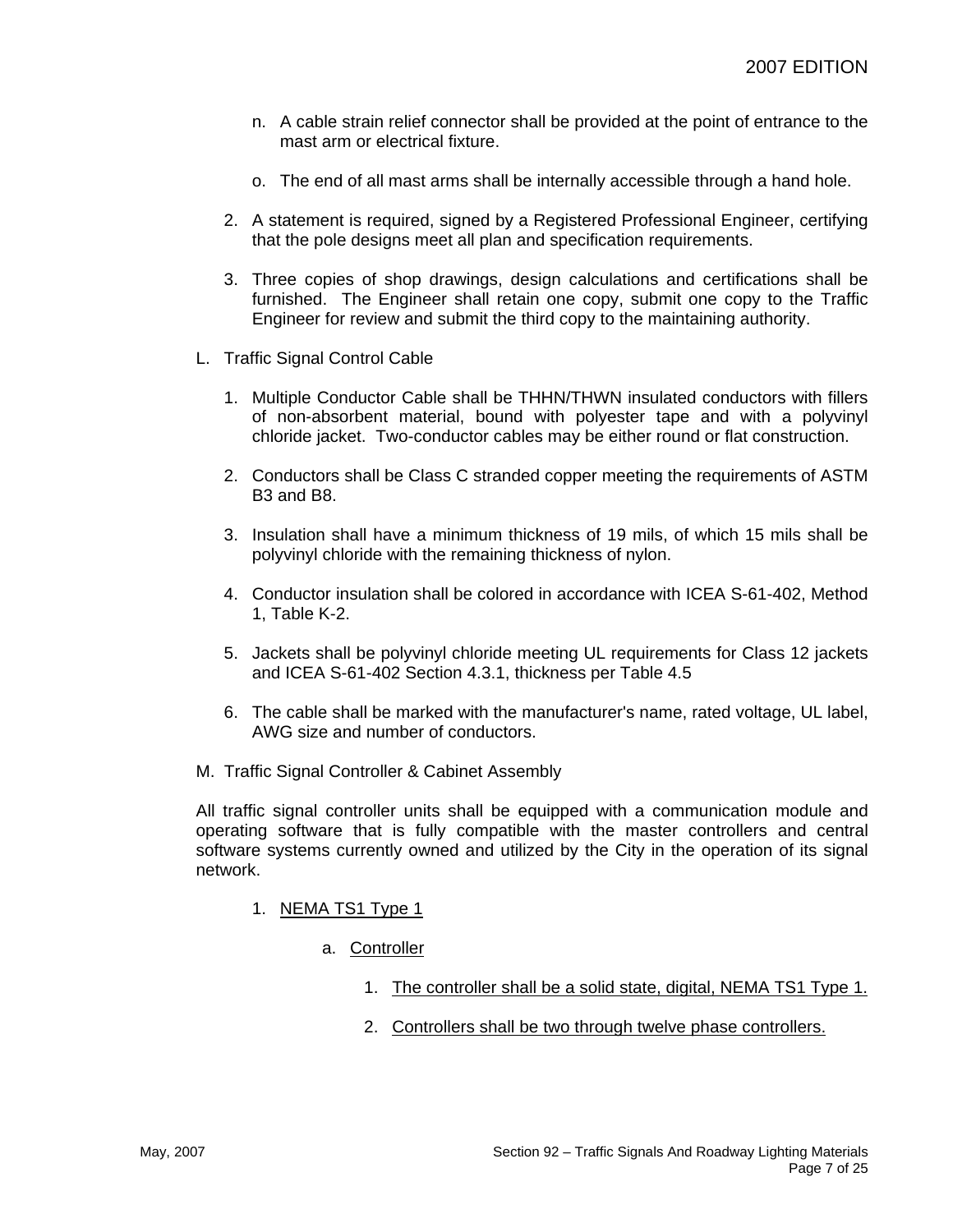n. A cable strain relief connector shall be provided at the point of entrance to the mast arm or electrical fixture.

o. The end of all mast arms shall be internally accessible through a hand hole.

2. A statement is required, signed by a Registered Professional Engineer, certifying that the pole designs meet all plan and specification requirements.

3. Three copies of shop drawings, design calculations and certifications shall be furnished. The Engineer shall retain one copy, submit one copy to the Traffic Engineer for review and submit the third copy to the maintaining authority.

L. Traffic Signal Control Cable

1. Multiple Conductor Cable shall be THHN/THWN insulated conductors with fillers of non-absorbent material, bound with polyester tape and with a polyvinyl chloride jacket. Two-conductor cables may be either round or flat construction.

2. Conductors shall be Class C stranded copper meeting the requirements of ASTM B3 and B8.

3. Insulation shall have a minimum thickness of 19 mils, of which 15 mils shall be polyvinyl chloride with the remaining thickness of nylon.

4. Conductor insulation shall be colored in accordance with ICEA S-61-402, Method 1, Table K-2.

5. Jackets shall be polyvinyl chloride meeting UL requirements for Class 12 jackets and ICEA S-61-402 Section 4.3.1, thickness per Table 4.5

6. The cable shall be marked with the manufacturer's name, rated voltage, UL label, AWG size and number of conductors.

M. Traffic Signal Controller & Cabinet Assembly

All traffic signal controller units shall be equipped with a communication module and operating software that is fully compatible with the master controllers and central software systems currently owned and utilized by the City in the operation of its signal network.

1. <u>NEMA TS1 Type 1</u>

a. <u>Controller</u>

1. <u>The controller shall be a solid state, digital, NEMA TS1 Type 1.</u>

2. <u>Controllers shall be two through twelve phase controllers.</u>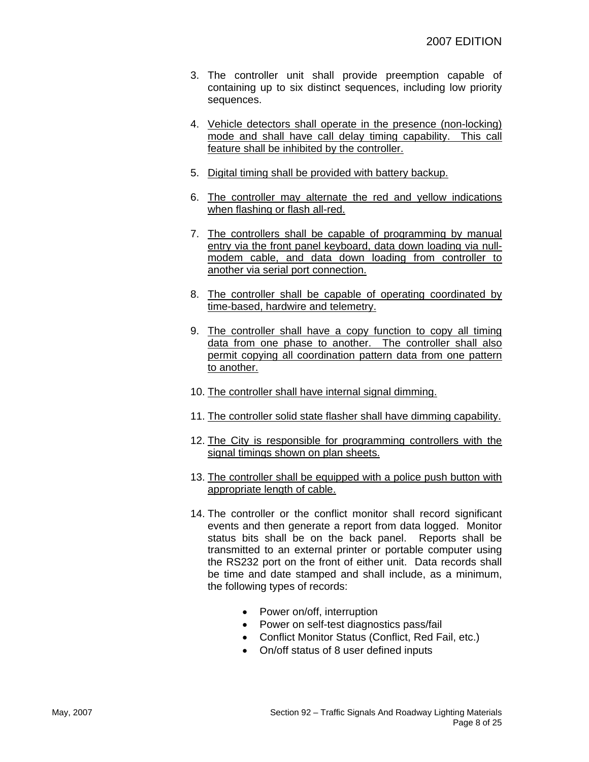3. The controller unit shall provide preemption capable of containing up to six distinct sequences, including low priority sequences.

4. <u>Vehicle detectors shall operate in the presence (non-locking) mode and shall have call delay timing capability. This call feature shall be inhibited by the controller.</u>

5. <u>Digital timing shall be provided with battery backup.</u>

6. <u>The controller may alternate the red and yellow indications when flashing or flash all-red.</u>

7. <u>The controllers shall be capable of programming by manual entry via the front panel keyboard, data down loading via null-modem cable, and data down loading from controller to another via serial port connection.</u>

8. <u>The controller shall be capable of operating coordinated by time-based, hardwire and telemetry.</u>

9. <u>The controller shall have a copy function to copy all timing data from one phase to another. The controller shall also permit copying all coordination pattern data from one pattern to another.</u>

10. <u>The controller shall have internal signal dimming.</u>

11. <u>The controller solid state flasher shall have dimming capability.</u>

12. <u>The City is responsible for programming controllers with the signal timings shown on plan sheets.</u>

13. <u>The controller shall be equipped with a police push button with appropriate length of cable.</u>

14. The controller or the conflict monitor shall record significant events and then generate a report from data logged. Monitor status bits shall be on the back panel. Reports shall be transmitted to an external printer or portable computer using the RS232 port on the front of either unit. Data records shall be time and date stamped and shall include, as a minimum, the following types of records:

    - Power on/off, interruption
    - Power on self-test diagnostics pass/fail
    - Conflict Monitor Status (Conflict, Red Fail, etc.)
    - On/off status of 8 user defined inputs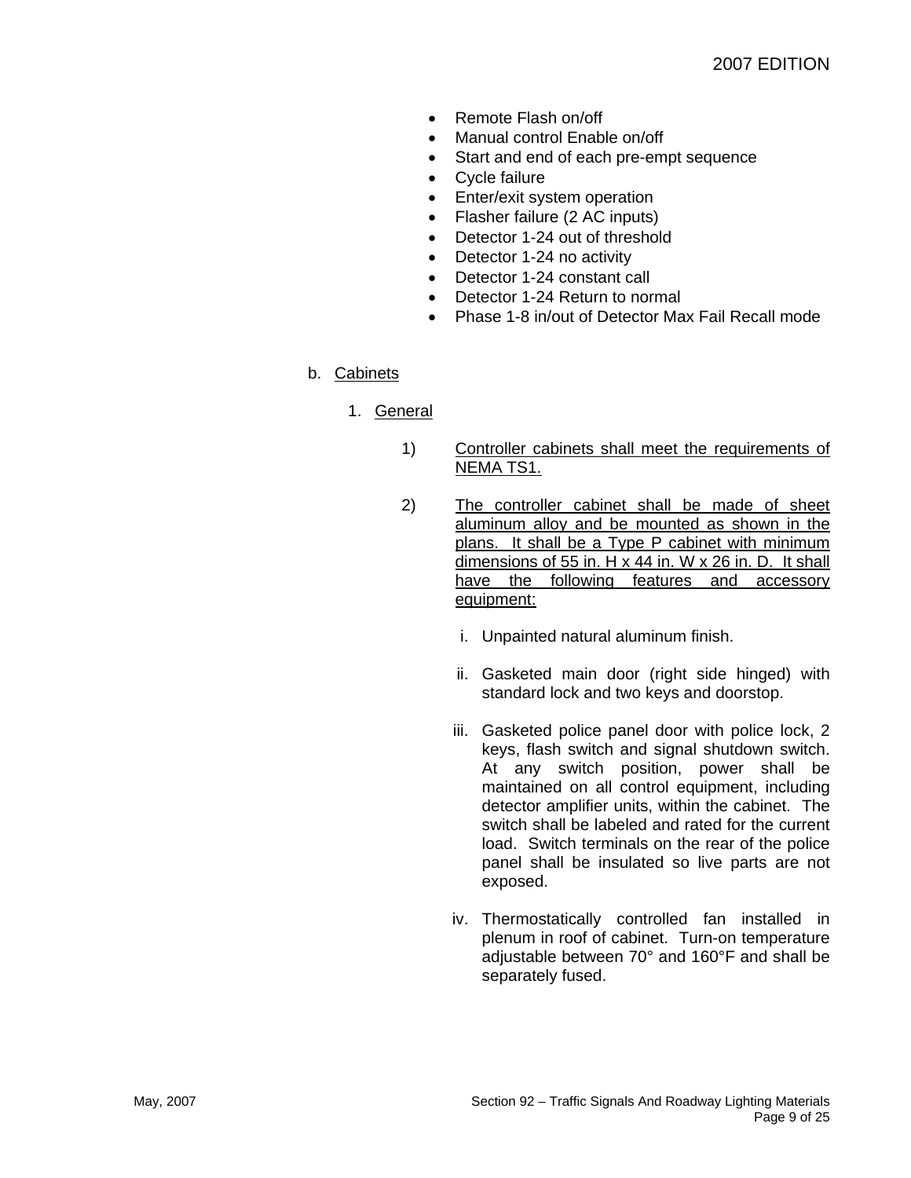- Remote Flash on/off
- Manual control Enable on/off
- Start and end of each pre-empt sequence
- Cycle failure
- Enter/exit system operation
- Flasher failure (2 AC inputs)
- Detector 1-24 out of threshold
- Detector 1-24 no activity
- Detector 1-24 constant call
- Detector 1-24 Return to normal
- Phase 1-8 in/out of Detector Max Fail Recall mode

b. <u>Cabinets</u>

1. <u>General</u>

1) <u>Controller cabinets shall meet the requirements of NEMA TS1.</u>

2) <u>The controller cabinet shall be made of sheet aluminum alloy and be mounted as shown in the plans. It shall be a Type P cabinet with minimum dimensions of 55 in. H x 44 in. W x 26 in. D. It shall have the following features and accessory equipment:</u>

i. Unpainted natural aluminum finish.

ii. Gasketed main door (right side hinged) with standard lock and two keys and doorstop.

iii. Gasketed police panel door with police lock, 2 keys, flash switch and signal shutdown switch. At any switch position, power shall be maintained on all control equipment, including detector amplifier units, within the cabinet. The switch shall be labeled and rated for the current load. Switch terminals on the rear of the police panel shall be insulated so live parts are not exposed.

iv. Thermostatically controlled fan installed in plenum in roof of cabinet. Turn-on temperature adjustable between 70° and 160°F and shall be separately fused.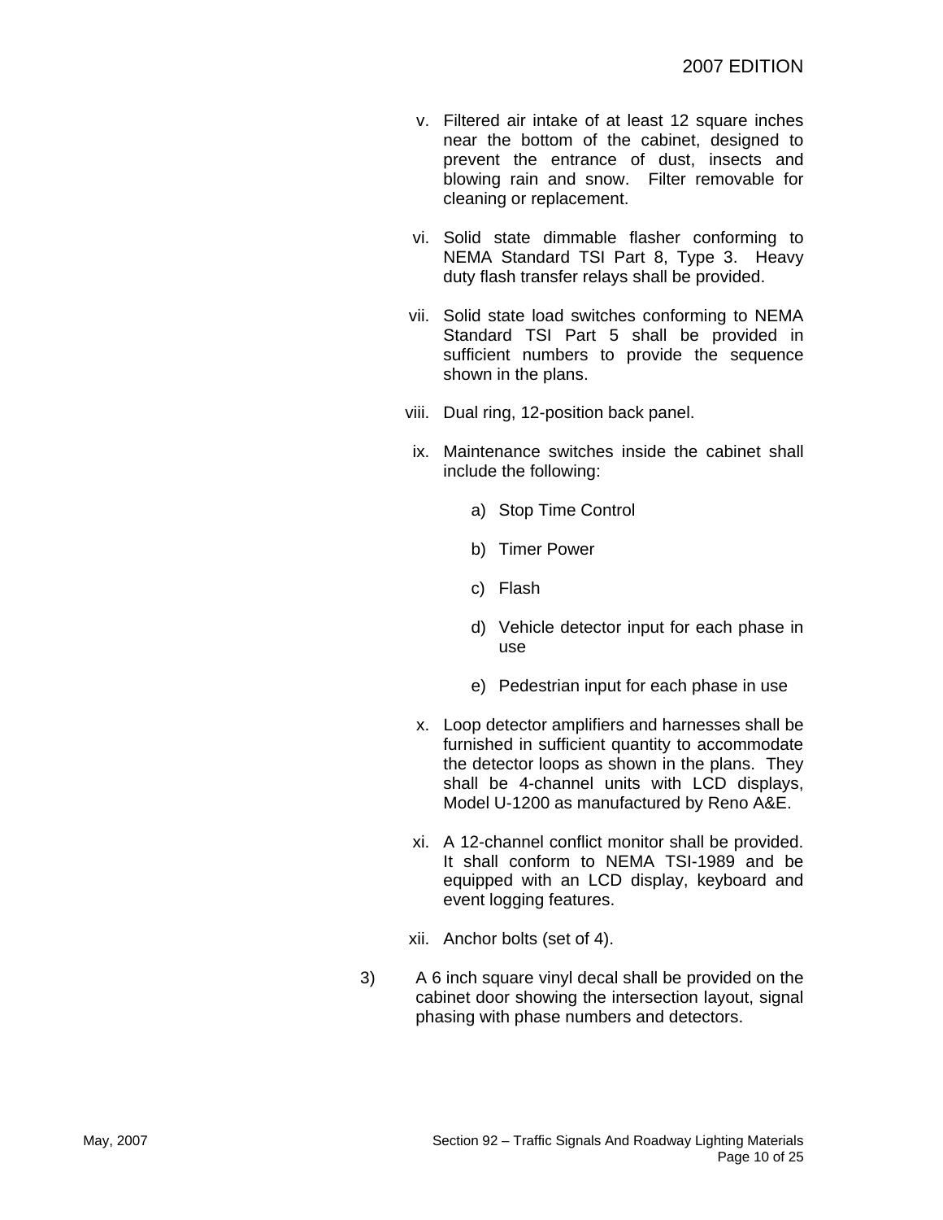v. Filtered air intake of at least 12 square inches near the bottom of the cabinet, designed to prevent the entrance of dust, insects and blowing rain and snow. Filter removable for cleaning or replacement.

vi. Solid state dimmable flasher conforming to NEMA Standard TSI Part 8, Type 3. Heavy duty flash transfer relays shall be provided.

vii. Solid state load switches conforming to NEMA Standard TSI Part 5 shall be provided in sufficient numbers to provide the sequence shown in the plans.

viii. Dual ring, 12-position back panel.

ix. Maintenance switches inside the cabinet shall include the following:

   a) Stop Time Control

   b) Timer Power

   c) Flash

   d) Vehicle detector input for each phase in use

   e) Pedestrian input for each phase in use

x. Loop detector amplifiers and harnesses shall be furnished in sufficient quantity to accommodate the detector loops as shown in the plans. They shall be 4-channel units with LCD displays, Model U-1200 as manufactured by Reno A&E.

xi. A 12-channel conflict monitor shall be provided. It shall conform to NEMA TSI-1989 and be equipped with an LCD display, keyboard and event logging features.

xii. Anchor bolts (set of 4).

3) A 6 inch square vinyl decal shall be provided on the cabinet door showing the intersection layout, signal phasing with phase numbers and detectors.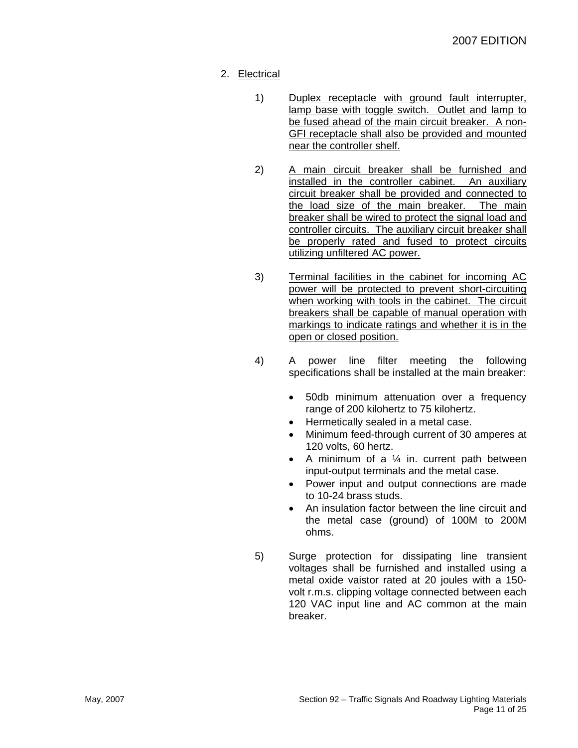2. <u>Electrical</u>

   1) <u>Duplex receptacle with ground fault interrupter, lamp base with toggle switch. Outlet and lamp to be fused ahead of the main circuit breaker. A non-GFI receptacle shall also be provided and mounted near the controller shelf.</u>

   2) <u>A main circuit breaker shall be furnished and installed in the controller cabinet. An auxiliary circuit breaker shall be provided and connected to the load size of the main breaker. The main breaker shall be wired to protect the signal load and controller circuits. The auxiliary circuit breaker shall be properly rated and fused to protect circuits utilizing unfiltered AC power.</u>

   3) <u>Terminal facilities in the cabinet for incoming AC power will be protected to prevent short-circuiting when working with tools in the cabinet. The circuit breakers shall be capable of manual operation with markings to indicate ratings and whether it is in the open or closed position.</u>

   4) A power line filter meeting the following specifications shall be installed at the main breaker:

      - 50db minimum attenuation over a frequency range of 200 kilohertz to 75 kilohertz.
      - Hermetically sealed in a metal case.
      - Minimum feed-through current of 30 amperes at 120 volts, 60 hertz.
      - A minimum of a ¼ in. current path between input-output terminals and the metal case.
      - Power input and output connections are made to 10-24 brass studs.
      - An insulation factor between the line circuit and the metal case (ground) of 100M to 200M ohms.

   5) Surge protection for dissipating line transient voltages shall be furnished and installed using a metal oxide vaistor rated at 20 joules with a 150-volt r.m.s. clipping voltage connected between each 120 VAC input line and AC common at the main breaker.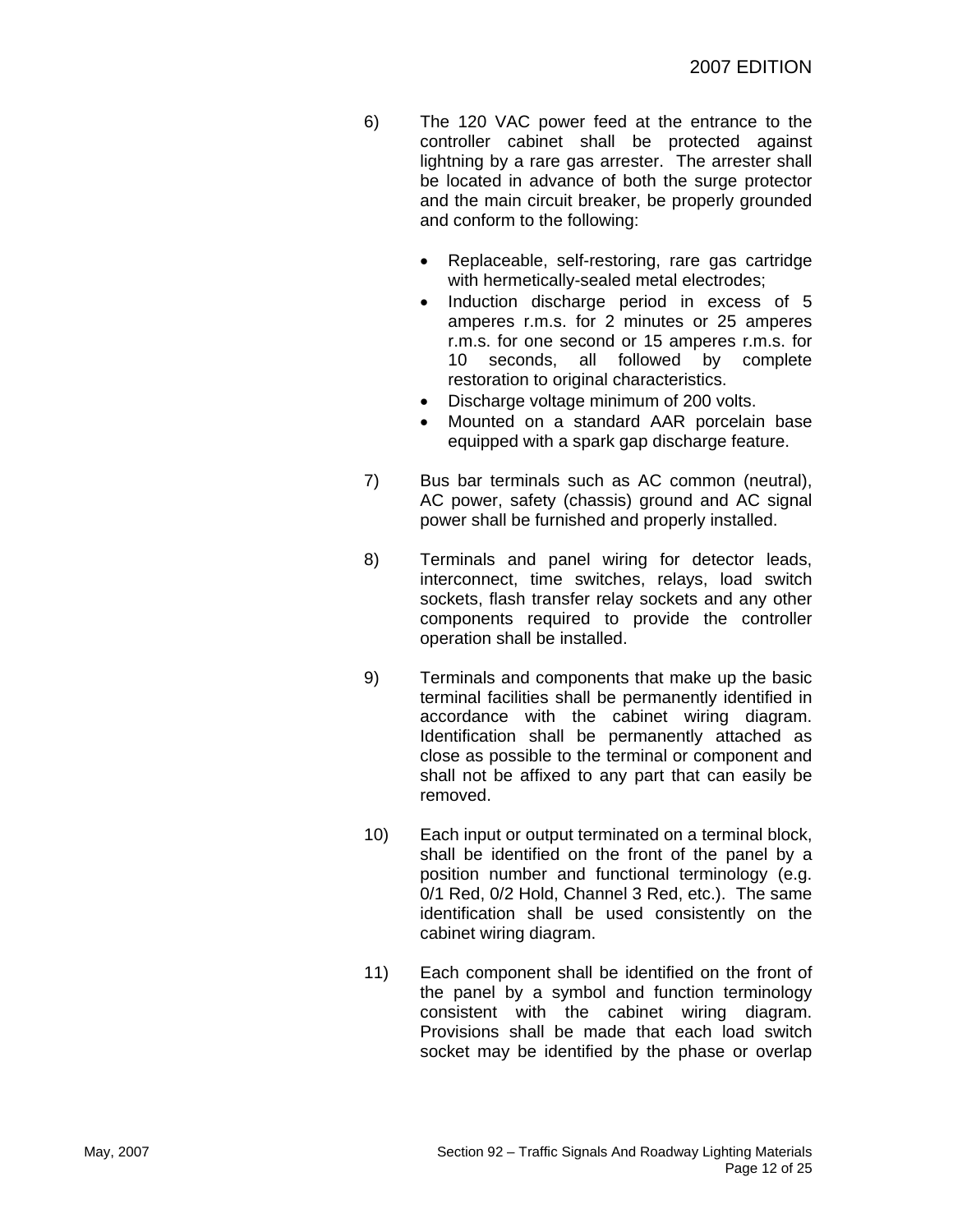6) The 120 VAC power feed at the entrance to the controller cabinet shall be protected against lightning by a rare gas arrester. The arrester shall be located in advance of both the surge protector and the main circuit breaker, be properly grounded and conform to the following:

   - Replaceable, self-restoring, rare gas cartridge with hermetically-sealed metal electrodes;
   - Induction discharge period in excess of 5 amperes r.m.s. for 2 minutes or 25 amperes r.m.s. for one second or 15 amperes r.m.s. for 10 seconds, all followed by complete restoration to original characteristics.
   - Discharge voltage minimum of 200 volts.
   - Mounted on a standard AAR porcelain base equipped with a spark gap discharge feature.

7) Bus bar terminals such as AC common (neutral), AC power, safety (chassis) ground and AC signal power shall be furnished and properly installed.

8) Terminals and panel wiring for detector leads, interconnect, time switches, relays, load switch sockets, flash transfer relay sockets and any other components required to provide the controller operation shall be installed.

9) Terminals and components that make up the basic terminal facilities shall be permanently identified in accordance with the cabinet wiring diagram. Identification shall be permanently attached as close as possible to the terminal or component and shall not be affixed to any part that can easily be removed.

10) Each input or output terminated on a terminal block, shall be identified on the front of the panel by a position number and functional terminology (e.g. 0/1 Red, 0/2 Hold, Channel 3 Red, etc.). The same identification shall be used consistently on the cabinet wiring diagram.

11) Each component shall be identified on the front of the panel by a symbol and function terminology consistent with the cabinet wiring diagram. Provisions shall be made that each load switch socket may be identified by the phase or overlap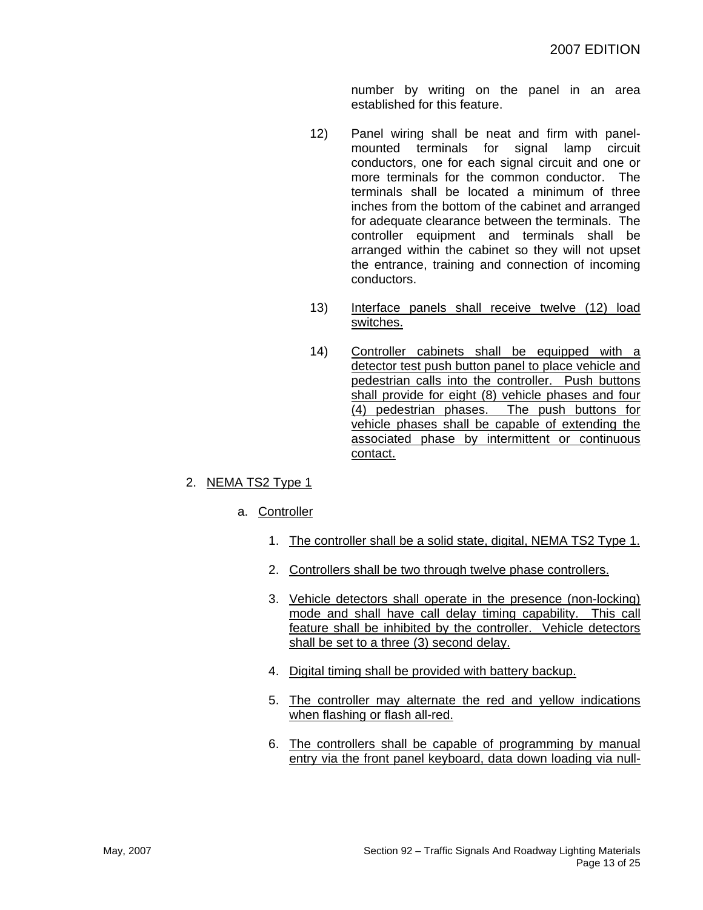number by writing on the panel in an area established for this feature.

12) Panel wiring shall be neat and firm with panel-mounted terminals for signal lamp circuit conductors, one for each signal circuit and one or more terminals for the common conductor. The terminals shall be located a minimum of three inches from the bottom of the cabinet and arranged for adequate clearance between the terminals. The controller equipment and terminals shall be arranged within the cabinet so they will not upset the entrance, training and connection of incoming conductors.

13) <u>Interface panels shall receive twelve (12) load switches.</u>

14) <u>Controller cabinets shall be equipped with a detector test push button panel to place vehicle and pedestrian calls into the controller. Push buttons shall provide for eight (8) vehicle phases and four (4) pedestrian phases. The push buttons for vehicle phases shall be capable of extending the associated phase by intermittent or continuous contact.</u>

2. <u>NEMA TS2 Type 1</u>

   a. <u>Controller</u>

      1. <u>The controller shall be a solid state, digital, NEMA TS2 Type 1.</u>

      2. <u>Controllers shall be two through twelve phase controllers.</u>

      3. <u>Vehicle detectors shall operate in the presence (non-locking) mode and shall have call delay timing capability. This call feature shall be inhibited by the controller. Vehicle detectors shall be set to a three (3) second delay.</u>

      4. <u>Digital timing shall be provided with battery backup.</u>

      5. <u>The controller may alternate the red and yellow indications when flashing or flash all-red.</u>

      6. <u>The controllers shall be capable of programming by manual entry via the front panel keyboard, data down loading via null-</u>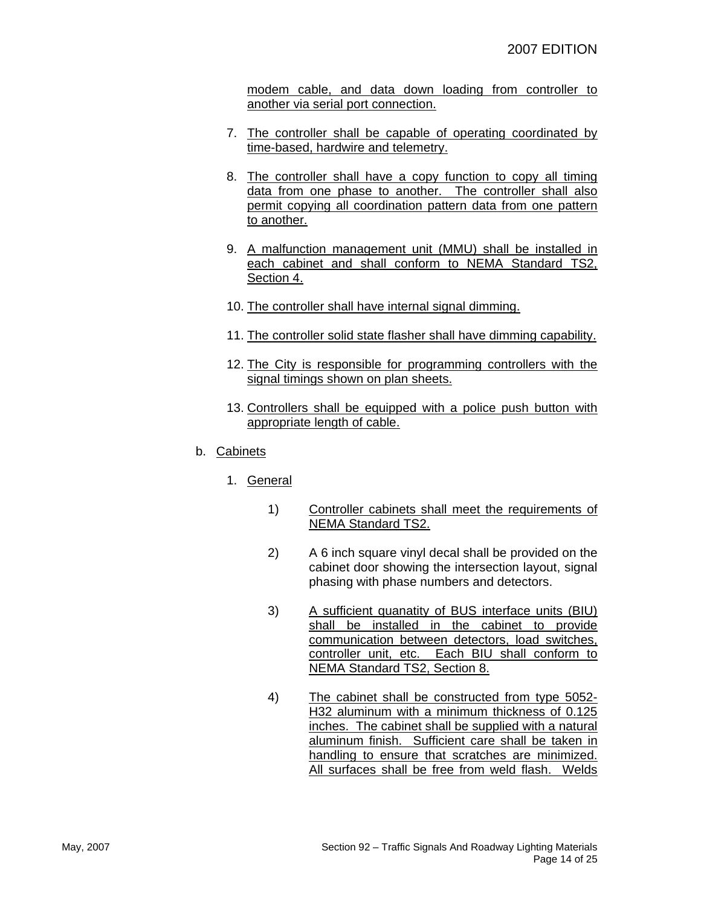modem cable, and data down loading from controller to another via serial port connection.

7. The controller shall be capable of operating coordinated by time-based, hardwire and telemetry.

8. The controller shall have a copy function to copy all timing data from one phase to another. The controller shall also permit copying all coordination pattern data from one pattern to another.

9. A malfunction management unit (MMU) shall be installed in each cabinet and shall conform to NEMA Standard TS2, Section 4.

10. The controller shall have internal signal dimming.

11. The controller solid state flasher shall have dimming capability.

12. The City is responsible for programming controllers with the signal timings shown on plan sheets.

13. Controllers shall be equipped with a police push button with appropriate length of cable.

b. Cabinets

1. General

1) Controller cabinets shall meet the requirements of NEMA Standard TS2.

2) A 6 inch square vinyl decal shall be provided on the cabinet door showing the intersection layout, signal phasing with phase numbers and detectors.

3) A sufficient quanatity of BUS interface units (BIU) shall be installed in the cabinet to provide communication between detectors, load switches, controller unit, etc. Each BIU shall conform to NEMA Standard TS2, Section 8.

4) The cabinet shall be constructed from type 5052-H32 aluminum with a minimum thickness of 0.125 inches. The cabinet shall be supplied with a natural aluminum finish. Sufficient care shall be taken in handling to ensure that scratches are minimized. All surfaces shall be free from weld flash. Welds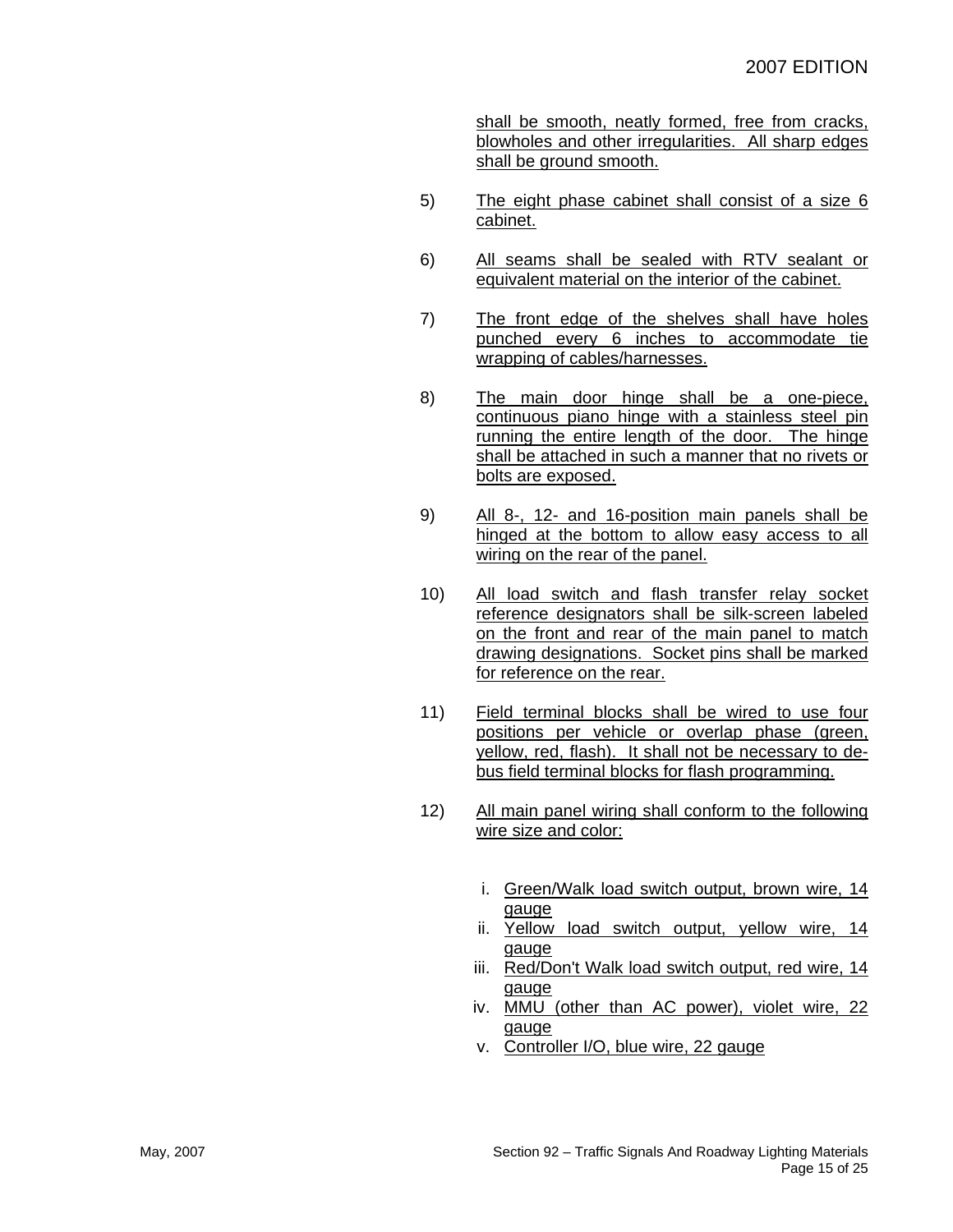shall be smooth, neatly formed, free from cracks, blowholes and other irregularities. All sharp edges shall be ground smooth.

5) The eight phase cabinet shall consist of a size 6 cabinet.

6) All seams shall be sealed with RTV sealant or equivalent material on the interior of the cabinet.

7) The front edge of the shelves shall have holes punched every 6 inches to accommodate tie wrapping of cables/harnesses.

8) The main door hinge shall be a one-piece, continuous piano hinge with a stainless steel pin running the entire length of the door. The hinge shall be attached in such a manner that no rivets or bolts are exposed.

9) All 8-, 12- and 16-position main panels shall be hinged at the bottom to allow easy access to all wiring on the rear of the panel.

10) All load switch and flash transfer relay socket reference designators shall be silk-screen labeled on the front and rear of the main panel to match drawing designations. Socket pins shall be marked for reference on the rear.

11) Field terminal blocks shall be wired to use four positions per vehicle or overlap phase (green, yellow, red, flash). It shall not be necessary to de-bus field terminal blocks for flash programming.

12) All main panel wiring shall conform to the following wire size and color:

   i. Green/Walk load switch output, brown wire, 14 gauge
   ii. Yellow load switch output, yellow wire, 14 gauge
   iii. Red/Don't Walk load switch output, red wire, 14 gauge
   iv. MMU (other than AC power), violet wire, 22 gauge
   v. Controller I/O, blue wire, 22 gauge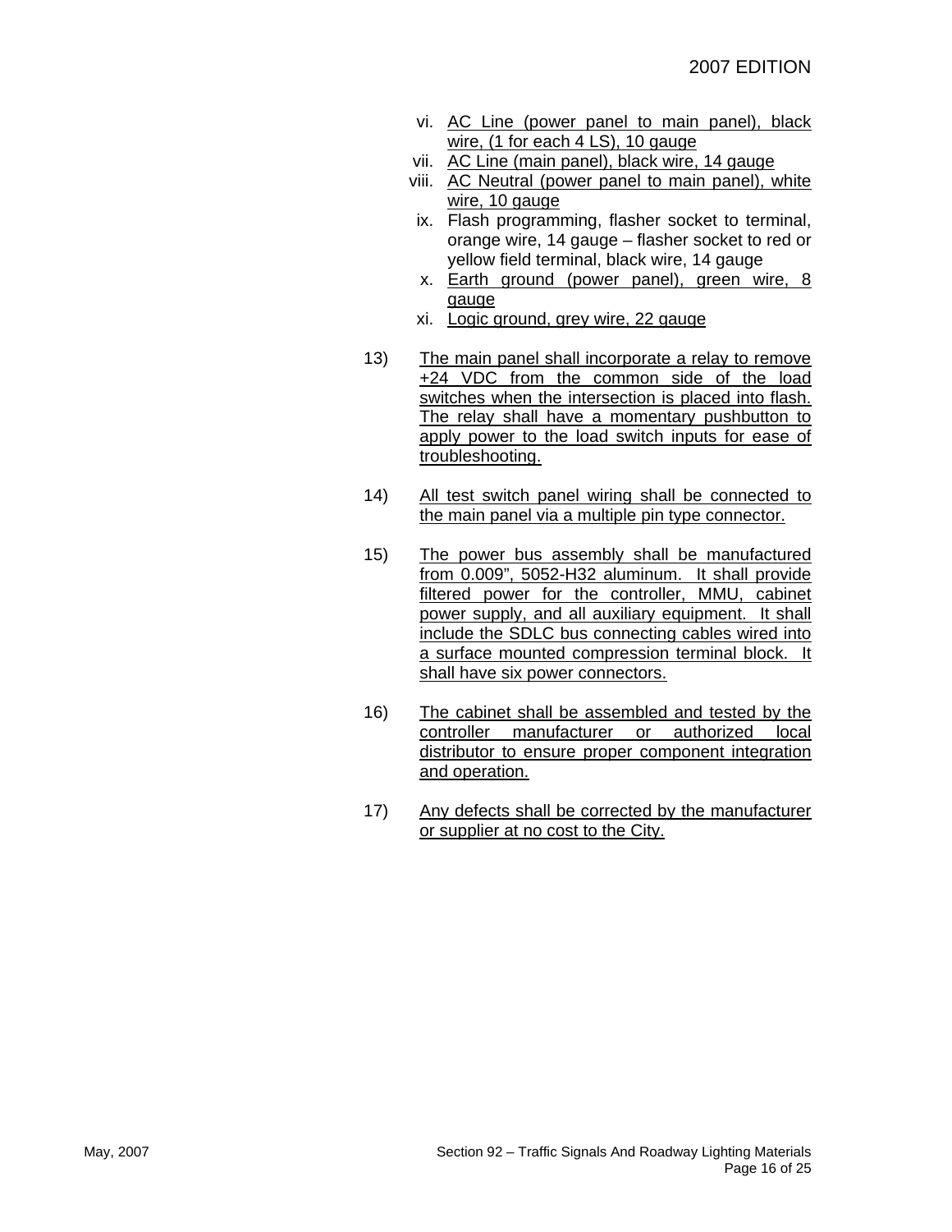vi. AC Line (power panel to main panel), black wire, (1 for each 4 LS), 10 gauge
vii. AC Line (main panel), black wire, 14 gauge
viii. AC Neutral (power panel to main panel), white wire, 10 gauge
ix. Flash programming, flasher socket to terminal, orange wire, 14 gauge – flasher socket to red or yellow field terminal, black wire, 14 gauge
x. Earth ground (power panel), green wire, 8 gauge
xi. Logic ground, grey wire, 22 gauge

13) The main panel shall incorporate a relay to remove +24 VDC from the common side of the load switches when the intersection is placed into flash. The relay shall have a momentary pushbutton to apply power to the load switch inputs for ease of troubleshooting.

14) All test switch panel wiring shall be connected to the main panel via a multiple pin type connector.

15) The power bus assembly shall be manufactured from 0.009", 5052-H32 aluminum. It shall provide filtered power for the controller, MMU, cabinet power supply, and all auxiliary equipment. It shall include the SDLC bus connecting cables wired into a surface mounted compression terminal block. It shall have six power connectors.

16) The cabinet shall be assembled and tested by the controller manufacturer or authorized local distributor to ensure proper component integration and operation.

17) Any defects shall be corrected by the manufacturer or supplier at no cost to the City.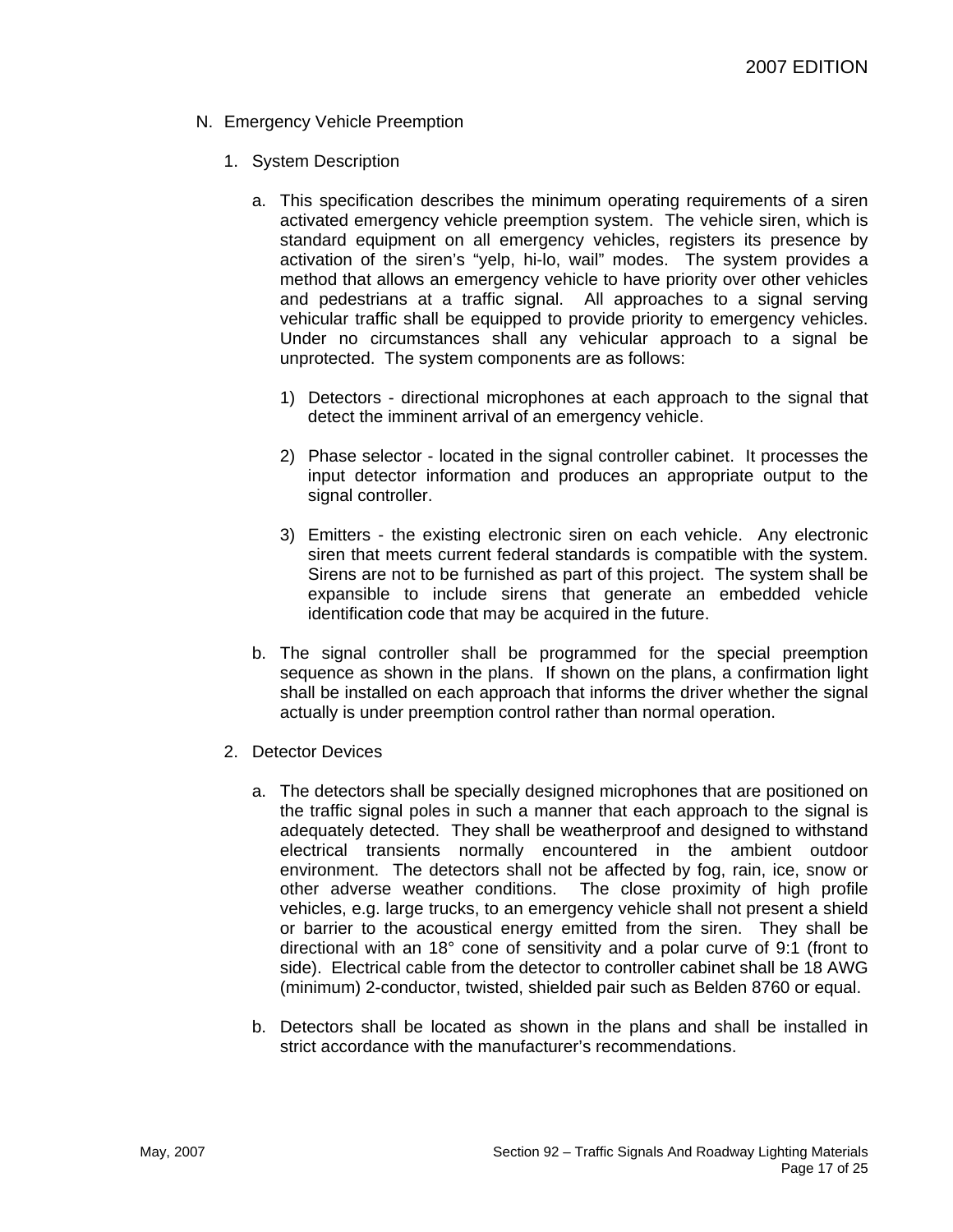N. Emergency Vehicle Preemption

1. System Description

   a. This specification describes the minimum operating requirements of a siren activated emergency vehicle preemption system. The vehicle siren, which is standard equipment on all emergency vehicles, registers its presence by activation of the siren's "yelp, hi-lo, wail" modes. The system provides a method that allows an emergency vehicle to have priority over other vehicles and pedestrians at a traffic signal. All approaches to a signal serving vehicular traffic shall be equipped to provide priority to emergency vehicles. Under no circumstances shall any vehicular approach to a signal be unprotected. The system components are as follows:

      1) Detectors - directional microphones at each approach to the signal that detect the imminent arrival of an emergency vehicle.

      2) Phase selector - located in the signal controller cabinet. It processes the input detector information and produces an appropriate output to the signal controller.

      3) Emitters - the existing electronic siren on each vehicle. Any electronic siren that meets current federal standards is compatible with the system. Sirens are not to be furnished as part of this project. The system shall be expansible to include sirens that generate an embedded vehicle identification code that may be acquired in the future.

   b. The signal controller shall be programmed for the special preemption sequence as shown in the plans. If shown on the plans, a confirmation light shall be installed on each approach that informs the driver whether the signal actually is under preemption control rather than normal operation.

2. Detector Devices

   a. The detectors shall be specially designed microphones that are positioned on the traffic signal poles in such a manner that each approach to the signal is adequately detected. They shall be weatherproof and designed to withstand electrical transients normally encountered in the ambient outdoor environment. The detectors shall not be affected by fog, rain, ice, snow or other adverse weather conditions. The close proximity of high profile vehicles, e.g. large trucks, to an emergency vehicle shall not present a shield or barrier to the acoustical energy emitted from the siren. They shall be directional with an 18° cone of sensitivity and a polar curve of 9:1 (front to side). Electrical cable from the detector to controller cabinet shall be 18 AWG (minimum) 2-conductor, twisted, shielded pair such as Belden 8760 or equal.

   b. Detectors shall be located as shown in the plans and shall be installed in strict accordance with the manufacturer's recommendations.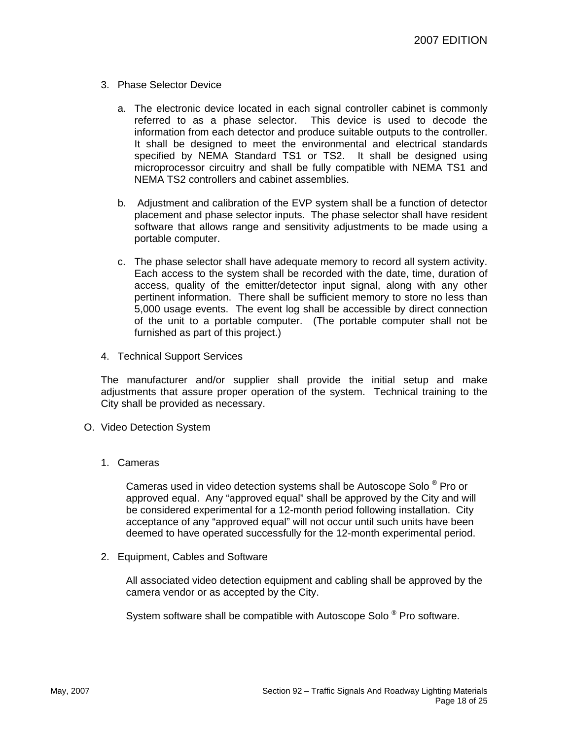3. Phase Selector Device

   a. The electronic device located in each signal controller cabinet is commonly referred to as a phase selector. This device is used to decode the information from each detector and produce suitable outputs to the controller. It shall be designed to meet the environmental and electrical standards specified by NEMA Standard TS1 or TS2. It shall be designed using microprocessor circuitry and shall be fully compatible with NEMA TS1 and NEMA TS2 controllers and cabinet assemblies.

   b. Adjustment and calibration of the EVP system shall be a function of detector placement and phase selector inputs. The phase selector shall have resident software that allows range and sensitivity adjustments to be made using a portable computer.

   c. The phase selector shall have adequate memory to record all system activity. Each access to the system shall be recorded with the date, time, duration of access, quality of the emitter/detector input signal, along with any other pertinent information. There shall be sufficient memory to store no less than 5,000 usage events. The event log shall be accessible by direct connection of the unit to a portable computer. (The portable computer shall not be furnished as part of this project.)

4. Technical Support Services

The manufacturer and/or supplier shall provide the initial setup and make adjustments that assure proper operation of the system. Technical training to the City shall be provided as necessary.

O. Video Detection System

1. Cameras

   Cameras used in video detection systems shall be Autoscope Solo ® Pro or approved equal. Any "approved equal" shall be approved by the City and will be considered experimental for a 12-month period following installation. City acceptance of any "approved equal" will not occur until such units have been deemed to have operated successfully for the 12-month experimental period.

2. Equipment, Cables and Software

   All associated video detection equipment and cabling shall be approved by the camera vendor or as accepted by the City.

   System software shall be compatible with Autoscope Solo ® Pro software.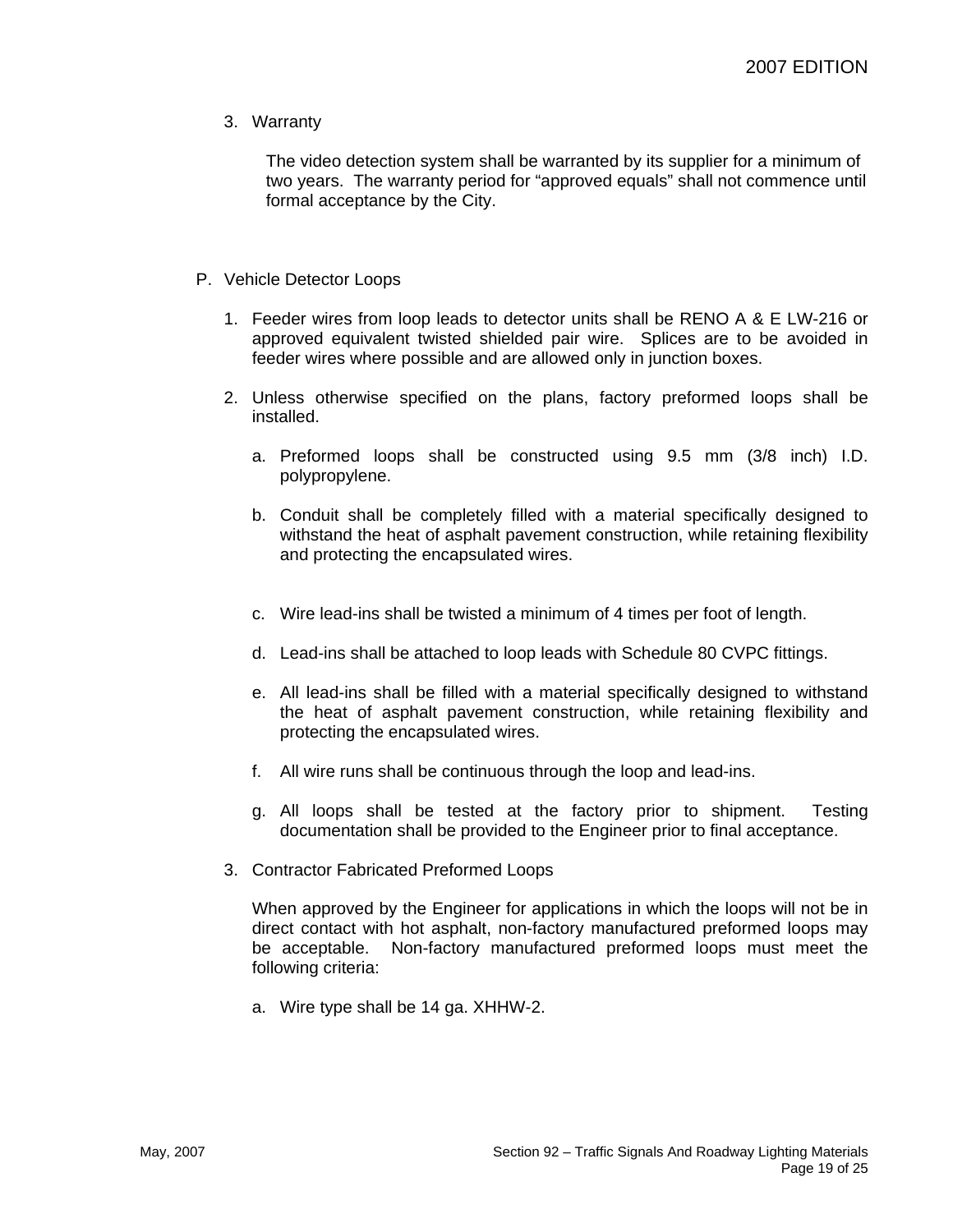3. Warranty

   The video detection system shall be warranted by its supplier for a minimum of two years. The warranty period for "approved equals" shall not commence until formal acceptance by the City.

P. Vehicle Detector Loops

1. Feeder wires from loop leads to detector units shall be RENO A & E LW-216 or approved equivalent twisted shielded pair wire. Splices are to be avoided in feeder wires where possible and are allowed only in junction boxes.

2. Unless otherwise specified on the plans, factory preformed loops shall be installed.

   a. Preformed loops shall be constructed using 9.5 mm (3/8 inch) I.D. polypropylene.

   b. Conduit shall be completely filled with a material specifically designed to withstand the heat of asphalt pavement construction, while retaining flexibility and protecting the encapsulated wires.

   c. Wire lead-ins shall be twisted a minimum of 4 times per foot of length.

   d. Lead-ins shall be attached to loop leads with Schedule 80 CVPC fittings.

   e. All lead-ins shall be filled with a material specifically designed to withstand the heat of asphalt pavement construction, while retaining flexibility and protecting the encapsulated wires.

   f. All wire runs shall be continuous through the loop and lead-ins.

   g. All loops shall be tested at the factory prior to shipment. Testing documentation shall be provided to the Engineer prior to final acceptance.

3. Contractor Fabricated Preformed Loops

   When approved by the Engineer for applications in which the loops will not be in direct contact with hot asphalt, non-factory manufactured preformed loops may be acceptable. Non-factory manufactured preformed loops must meet the following criteria:

   a. Wire type shall be 14 ga. XHHW-2.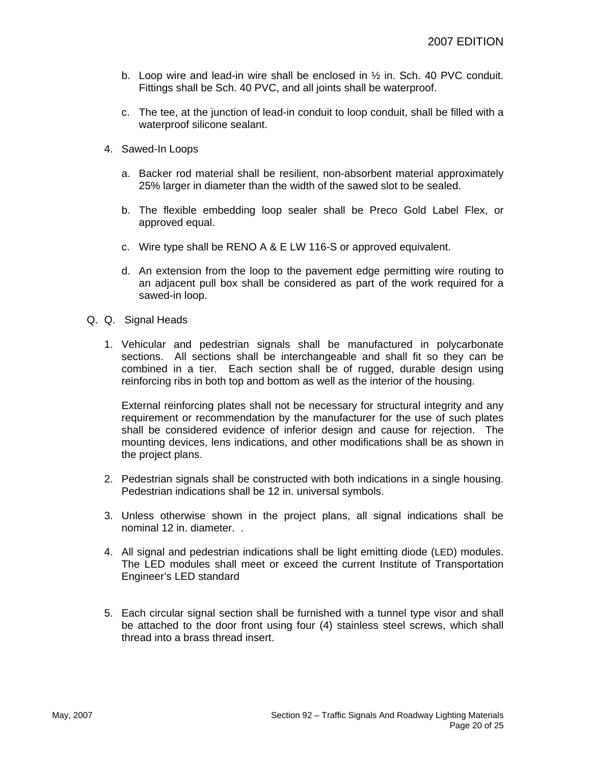b. Loop wire and lead-in wire shall be enclosed in ½ in. Sch. 40 PVC conduit. Fittings shall be Sch. 40 PVC, and all joints shall be waterproof.

c. The tee, at the junction of lead-in conduit to loop conduit, shall be filled with a waterproof silicone sealant.

4. Sawed-In Loops

   a. Backer rod material shall be resilient, non-absorbent material approximately 25% larger in diameter than the width of the sawed slot to be sealed.

   b. The flexible embedding loop sealer shall be Preco Gold Label Flex, or approved equal.

   c. Wire type shall be RENO A & E LW 116-S or approved equivalent.

   d. An extension from the loop to the pavement edge permitting wire routing to an adjacent pull box shall be considered as part of the work required for a sawed-in loop.

Q. Q. Signal Heads

1. Vehicular and pedestrian signals shall be manufactured in polycarbonate sections. All sections shall be interchangeable and shall fit so they can be combined in a tier. Each section shall be of rugged, durable design using reinforcing ribs in both top and bottom as well as the interior of the housing.

   External reinforcing plates shall not be necessary for structural integrity and any requirement or recommendation by the manufacturer for the use of such plates shall be considered evidence of inferior design and cause for rejection. The mounting devices, lens indications, and other modifications shall be as shown in the project plans.

2. Pedestrian signals shall be constructed with both indications in a single housing. Pedestrian indications shall be 12 in. universal symbols.

3. Unless otherwise shown in the project plans, all signal indications shall be nominal 12 in. diameter. .

4. All signal and pedestrian indications shall be light emitting diode (LED) modules. The LED modules shall meet or exceed the current Institute of Transportation Engineer's LED standard

5. Each circular signal section shall be furnished with a tunnel type visor and shall be attached to the door front using four (4) stainless steel screws, which shall thread into a brass thread insert.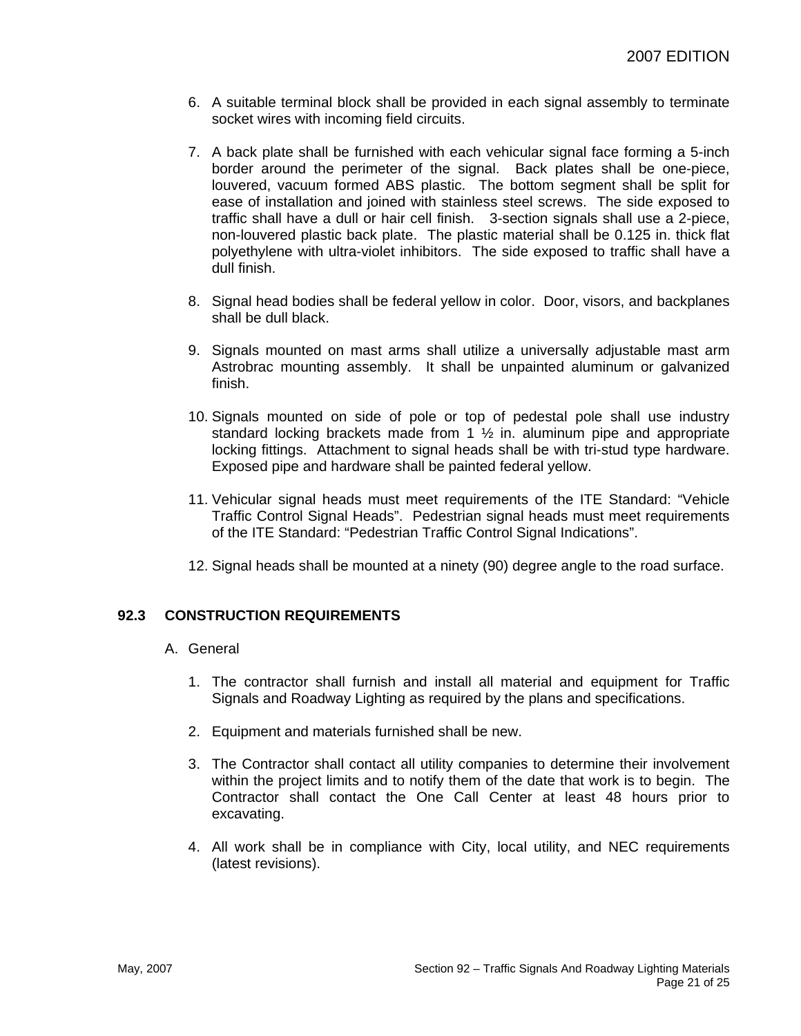6. A suitable terminal block shall be provided in each signal assembly to terminate socket wires with incoming field circuits.

7. A back plate shall be furnished with each vehicular signal face forming a 5-inch border around the perimeter of the signal. Back plates shall be one-piece, louvered, vacuum formed ABS plastic. The bottom segment shall be split for ease of installation and joined with stainless steel screws. The side exposed to traffic shall have a dull or hair cell finish. 3-section signals shall use a 2-piece, non-louvered plastic back plate. The plastic material shall be 0.125 in. thick flat polyethylene with ultra-violet inhibitors. The side exposed to traffic shall have a dull finish.

8. Signal head bodies shall be federal yellow in color. Door, visors, and backplanes shall be dull black.

9. Signals mounted on mast arms shall utilize a universally adjustable mast arm Astrobrac mounting assembly. It shall be unpainted aluminum or galvanized finish.

10. Signals mounted on side of pole or top of pedestal pole shall use industry standard locking brackets made from 1 ½ in. aluminum pipe and appropriate locking fittings. Attachment to signal heads shall be with tri-stud type hardware. Exposed pipe and hardware shall be painted federal yellow.

11. Vehicular signal heads must meet requirements of the ITE Standard: "Vehicle Traffic Control Signal Heads". Pedestrian signal heads must meet requirements of the ITE Standard: "Pedestrian Traffic Control Signal Indications".

12. Signal heads shall be mounted at a ninety (90) degree angle to the road surface.

## 92.3 CONSTRUCTION REQUIREMENTS

A. General

1. The contractor shall furnish and install all material and equipment for Traffic Signals and Roadway Lighting as required by the plans and specifications.

2. Equipment and materials furnished shall be new.

3. The Contractor shall contact all utility companies to determine their involvement within the project limits and to notify them of the date that work is to begin. The Contractor shall contact the One Call Center at least 48 hours prior to excavating.

4. All work shall be in compliance with City, local utility, and NEC requirements (latest revisions).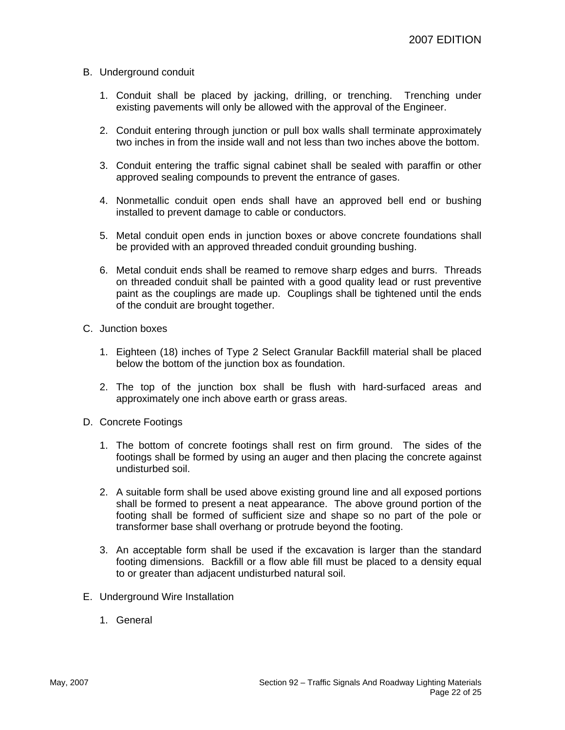B. Underground conduit

   1. Conduit shall be placed by jacking, drilling, or trenching. Trenching under existing pavements will only be allowed with the approval of the Engineer.

   2. Conduit entering through junction or pull box walls shall terminate approximately two inches in from the inside wall and not less than two inches above the bottom.

   3. Conduit entering the traffic signal cabinet shall be sealed with paraffin or other approved sealing compounds to prevent the entrance of gases.

   4. Nonmetallic conduit open ends shall have an approved bell end or bushing installed to prevent damage to cable or conductors.

   5. Metal conduit open ends in junction boxes or above concrete foundations shall be provided with an approved threaded conduit grounding bushing.

   6. Metal conduit ends shall be reamed to remove sharp edges and burrs. Threads on threaded conduit shall be painted with a good quality lead or rust preventive paint as the couplings are made up. Couplings shall be tightened until the ends of the conduit are brought together.

C. Junction boxes

   1. Eighteen (18) inches of Type 2 Select Granular Backfill material shall be placed below the bottom of the junction box as foundation.

   2. The top of the junction box shall be flush with hard-surfaced areas and approximately one inch above earth or grass areas.

D. Concrete Footings

   1. The bottom of concrete footings shall rest on firm ground. The sides of the footings shall be formed by using an auger and then placing the concrete against undisturbed soil.

   2. A suitable form shall be used above existing ground line and all exposed portions shall be formed to present a neat appearance. The above ground portion of the footing shall be formed of sufficient size and shape so no part of the pole or transformer base shall overhang or protrude beyond the footing.

   3. An acceptable form shall be used if the excavation is larger than the standard footing dimensions. Backfill or a flow able fill must be placed to a density equal to or greater than adjacent undisturbed natural soil.

E. Underground Wire Installation

   1. General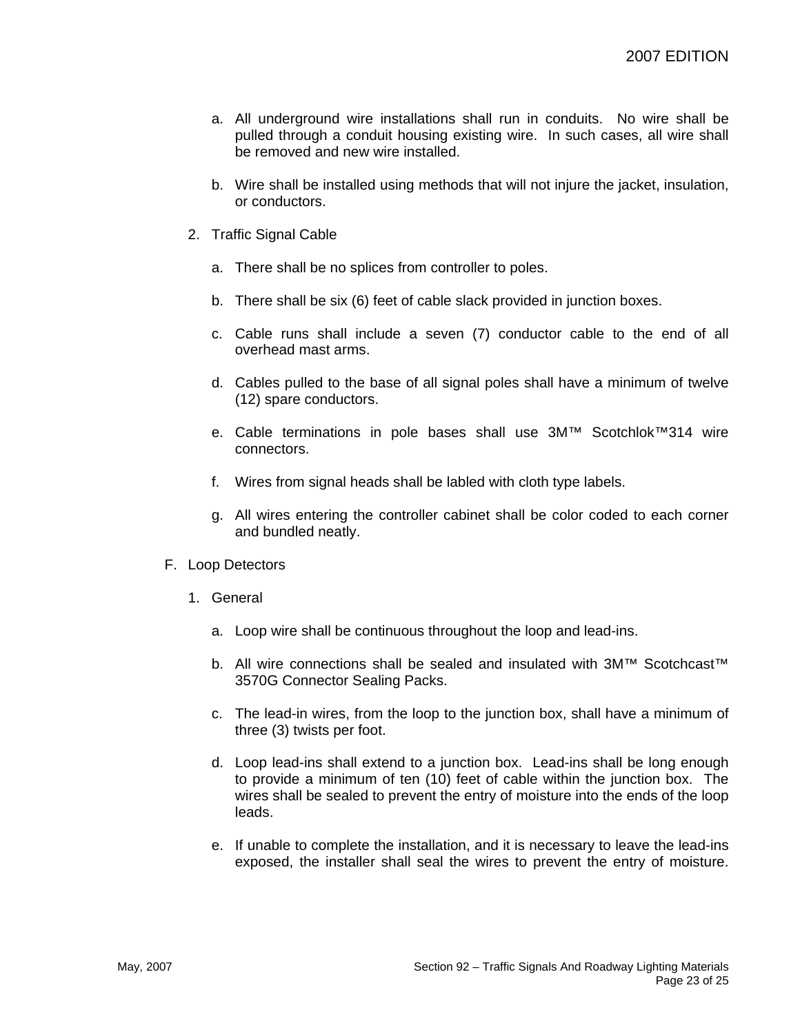a. All underground wire installations shall run in conduits. No wire shall be pulled through a conduit housing existing wire. In such cases, all wire shall be removed and new wire installed.

b. Wire shall be installed using methods that will not injure the jacket, insulation, or conductors.

2. Traffic Signal Cable

a. There shall be no splices from controller to poles.

b. There shall be six (6) feet of cable slack provided in junction boxes.

c. Cable runs shall include a seven (7) conductor cable to the end of all overhead mast arms.

d. Cables pulled to the base of all signal poles shall have a minimum of twelve (12) spare conductors.

e. Cable terminations in pole bases shall use 3M™ Scotchlok™314 wire connectors.

f. Wires from signal heads shall be labled with cloth type labels.

g. All wires entering the controller cabinet shall be color coded to each corner and bundled neatly.

F. Loop Detectors

1. General

a. Loop wire shall be continuous throughout the loop and lead-ins.

b. All wire connections shall be sealed and insulated with 3M™ Scotchcast™ 3570G Connector Sealing Packs.

c. The lead-in wires, from the loop to the junction box, shall have a minimum of three (3) twists per foot.

d. Loop lead-ins shall extend to a junction box. Lead-ins shall be long enough to provide a minimum of ten (10) feet of cable within the junction box. The wires shall be sealed to prevent the entry of moisture into the ends of the loop leads.

e. If unable to complete the installation, and it is necessary to leave the lead-ins exposed, the installer shall seal the wires to prevent the entry of moisture.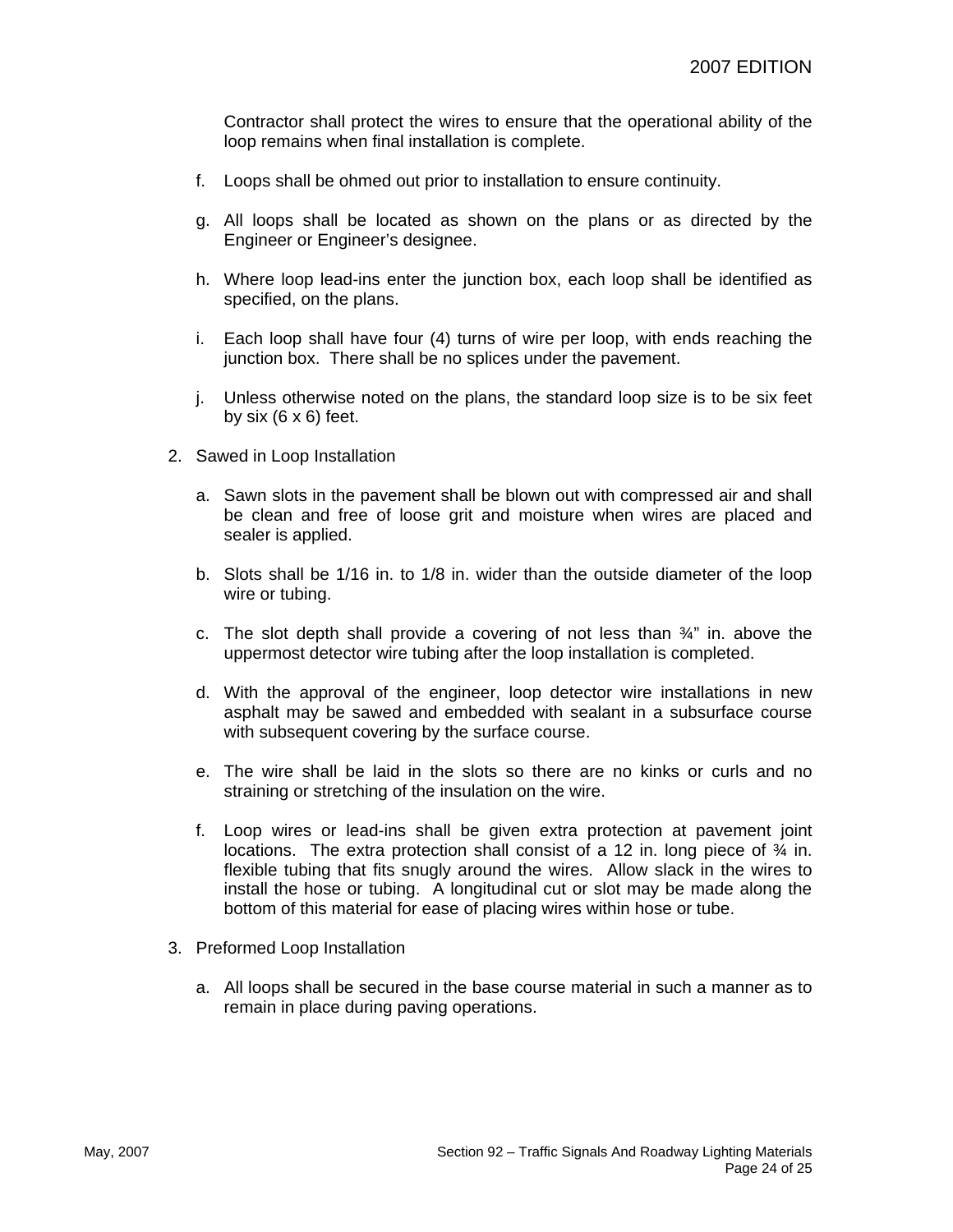Contractor shall protect the wires to ensure that the operational ability of the loop remains when final installation is complete.

f. Loops shall be ohmed out prior to installation to ensure continuity.

g. All loops shall be located as shown on the plans or as directed by the Engineer or Engineer's designee.

h. Where loop lead-ins enter the junction box, each loop shall be identified as specified, on the plans.

i. Each loop shall have four (4) turns of wire per loop, with ends reaching the junction box. There shall be no splices under the pavement.

j. Unless otherwise noted on the plans, the standard loop size is to be six feet by six (6 x 6) feet.

2. Sawed in Loop Installation

   a. Sawn slots in the pavement shall be blown out with compressed air and shall be clean and free of loose grit and moisture when wires are placed and sealer is applied.

   b. Slots shall be 1/16 in. to 1/8 in. wider than the outside diameter of the loop wire or tubing.

   c. The slot depth shall provide a covering of not less than ¾" in. above the uppermost detector wire tubing after the loop installation is completed.

   d. With the approval of the engineer, loop detector wire installations in new asphalt may be sawed and embedded with sealant in a subsurface course with subsequent covering by the surface course.

   e. The wire shall be laid in the slots so there are no kinks or curls and no straining or stretching of the insulation on the wire.

   f. Loop wires or lead-ins shall be given extra protection at pavement joint locations. The extra protection shall consist of a 12 in. long piece of ¾ in. flexible tubing that fits snugly around the wires. Allow slack in the wires to install the hose or tubing. A longitudinal cut or slot may be made along the bottom of this material for ease of placing wires within hose or tube.

3. Preformed Loop Installation

   a. All loops shall be secured in the base course material in such a manner as to remain in place during paving operations.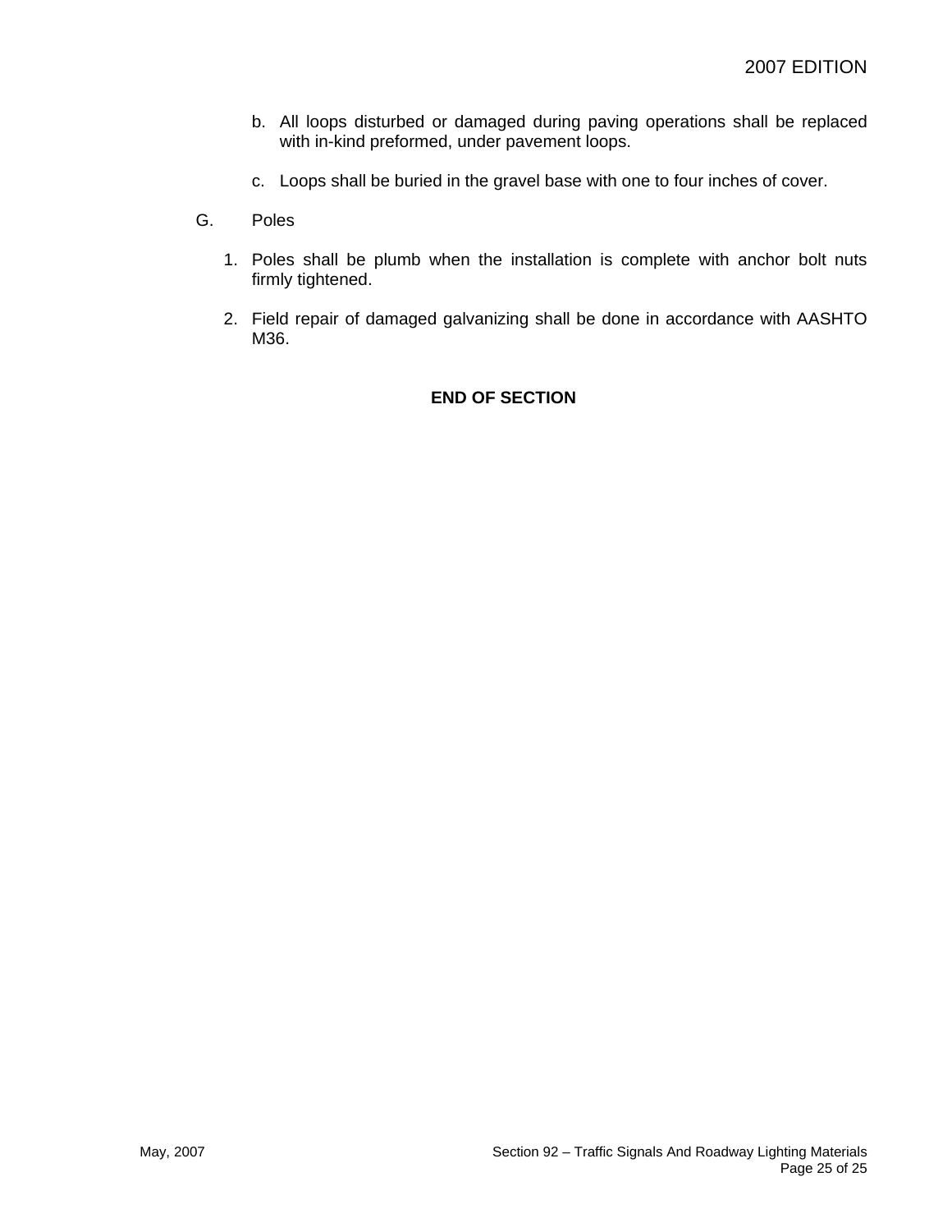b. All loops disturbed or damaged during paving operations shall be replaced with in-kind preformed, under pavement loops.

c. Loops shall be buried in the gravel base with one to four inches of cover.

G. Poles

1. Poles shall be plumb when the installation is complete with anchor bolt nuts firmly tightened.

2. Field repair of damaged galvanizing shall be done in accordance with AASHTO M36.

**END OF SECTION**